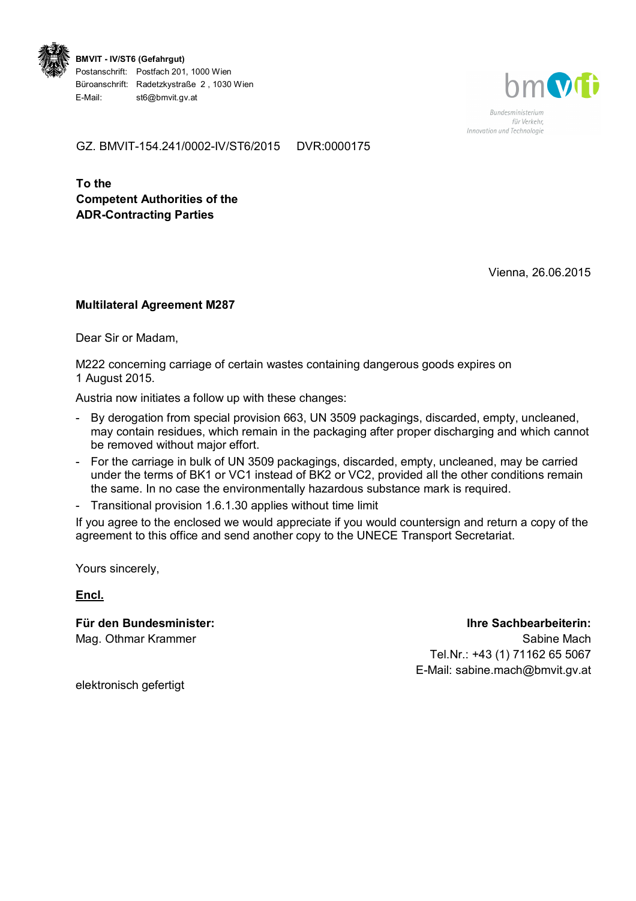**BMVIT - IV/ST6 (Gefahrgut)**
Postanschrift: Postfach 201, 1000 Wien
Büroanschrift: Radetzkystraße 2 , 1030 Wien
E-Mail: st6@bmvit.gv.at

bmvit
Bundesministerium für Verkehr, Innovation und Technologie

GZ. BMVIT-154.241/0002-IV/ST6/2015 DVR:0000175

**To the**
**Competent Authorities of the**
**ADR-Contracting Parties**

Vienna, 26.06.2015

**Multilateral Agreement M287**

Dear Sir or Madam,

M222 concerning carriage of certain wastes containing dangerous goods expires on 1 August 2015.

Austria now initiates a follow up with these changes:

- By derogation from special provision 663, UN 3509 packagings, discarded, empty, uncleaned, may contain residues, which remain in the packaging after proper discharging and which cannot be removed without major effort.
- For the carriage in bulk of UN 3509 packagings, discarded, empty, uncleaned, may be carried under the terms of BK1 or VC1 instead of BK2 or VC2, provided all the other conditions remain the same. In no case the environmentally hazardous substance mark is required.
- Transitional provision 1.6.1.30 applies without time limit

If you agree to the enclosed we would appreciate if you would countersign and return a copy of the agreement to this office and send another copy to the UNECE Transport Secretariat.

Yours sincerely,

**Encl.**

**Für den Bundesminister:**
Mag. Othmar Krammer

**Ihre Sachbearbeiterin:**
Sabine Mach
Tel.Nr.: +43 (1) 71162 65 5067
E-Mail: sabine.mach@bmvit.gv.at

elektronisch gefertigt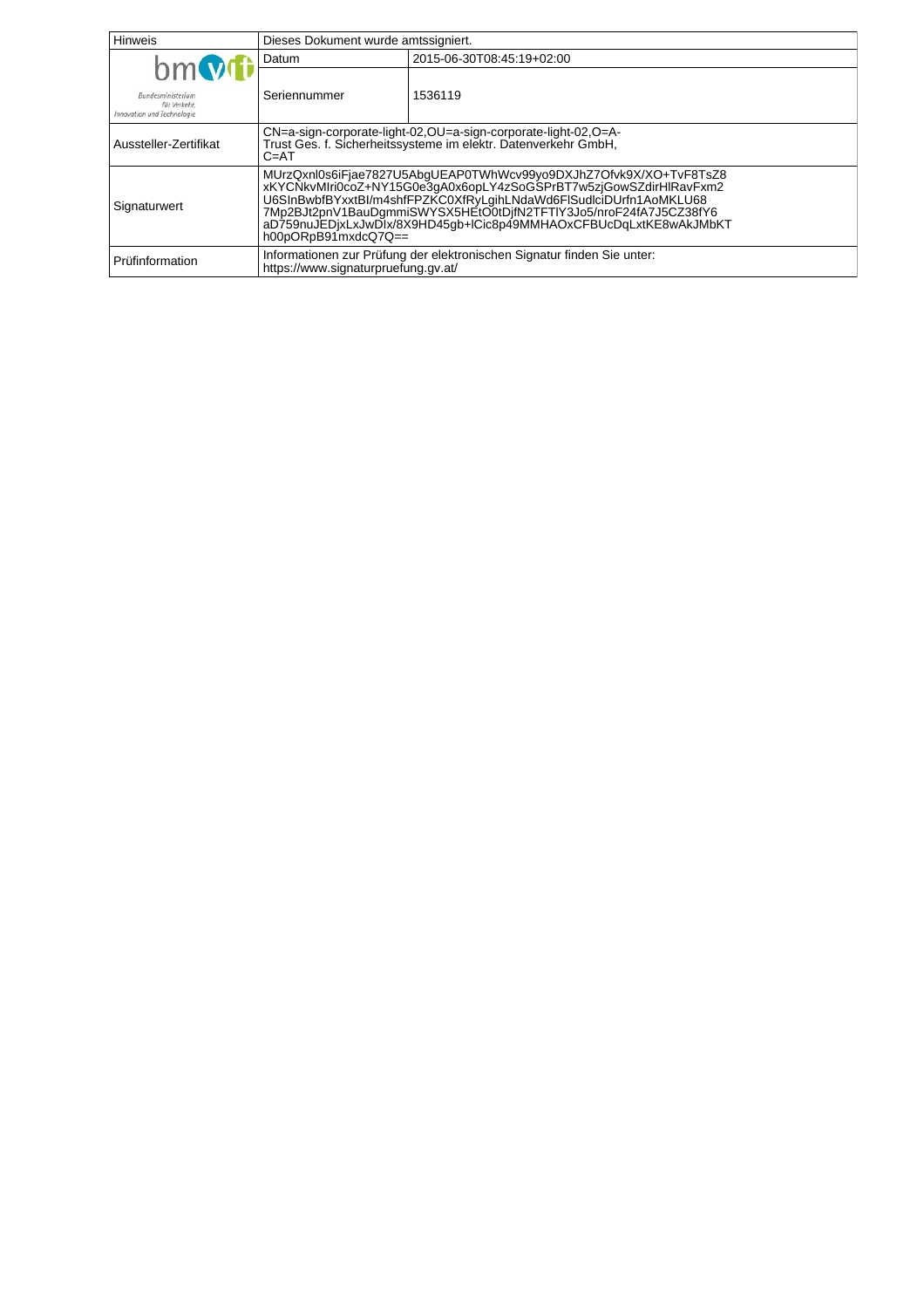| | | |
|---|---|---|
| Hinweis | Dieses Dokument wurde amtssigniert. | |
| bmvit Bundesministerium für Verkehr, Innovation und Technologie | Datum | 2015-06-30T08:45:19+02:00 |
| | Seriennummer | 1536119 |
| Aussteller-Zertifikat | CN=a-sign-corporate-light-02,OU=a-sign-corporate-light-02,O=A-Trust Ges. f. Sicherheitssysteme im elektr. Datenverkehr GmbH, C=AT | |
| Signaturwert | MUrzQxnl0s6iFjae7827U5AbgUEAP0TWhWcv99yo9DXJhZ7Ofvk9X/XO+TvF8TsZ8 xKYCNkvMIri0coZ+NY15G0e3gA0x6opLY4zSoGSPrBT7w5zjGowSZdirHlRavFxm2 U6SInBwbfBYxxtBI/m4shfFPZKC0XfRyLgihLNdaWd6FlSudlciDUrfn1AoMKLU68 7Mp2BJt2pnV1BauDgmmiSWYSX5HEtO0tDjfN2TFTlY3Jo5/nroF24fA7J5CZ38fY6 aD759nuJEDjxLxJwDIx/8X9HD45gb+lCic8p49MMHAOxCFBUcDqLxtKE8wAkJMbKT h00pORpB91mxdcQ7Q== | |
| Prüfinformation | Informationen zur Prüfung der elektronischen Signatur finden Sie unter: https://www.signaturpruefung.gv.at/ | |